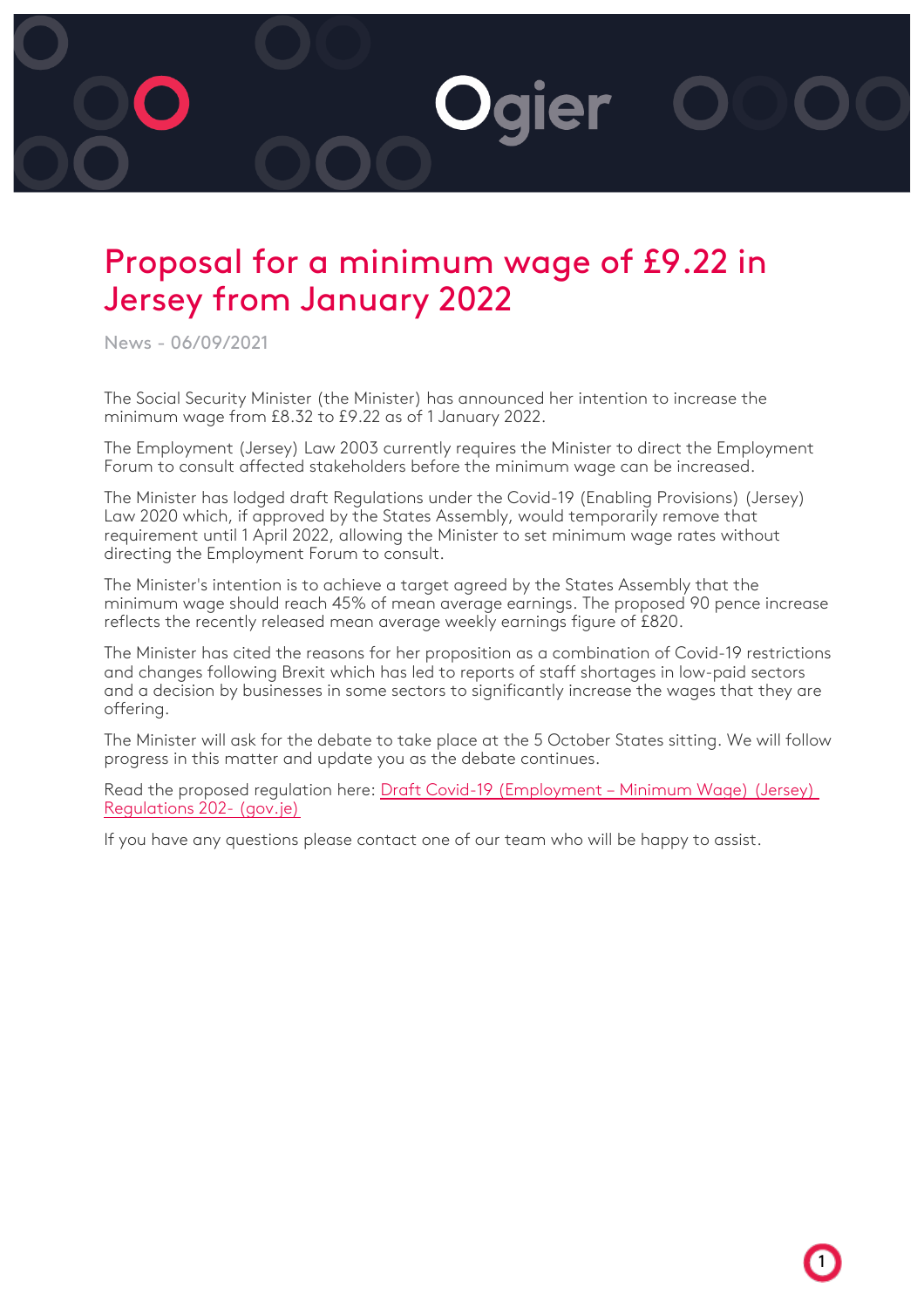# Proposal for a minimum wage of £9.22 in Jersey from January 2022

News - 06/09/2021

The Social Security Minister (the Minister) has announced her intention to increase the minimum wage from £8.32 to £9.22 as of 1 January 2022.

The Employment (Jersey) Law 2003 currently requires the Minister to direct the Employment Forum to consult affected stakeholders before the minimum wage can be increased.

The Minister has lodged draft Regulations under the Covid-19 (Enabling Provisions) (Jersey) Law 2020 which, if approved by the States Assembly, would temporarily remove that requirement until 1 April 2022, allowing the Minister to set minimum wage rates without directing the Employment Forum to consult.

The Minister's intention is to achieve a target agreed by the States Assembly that the minimum wage should reach 45% of mean average earnings. The proposed 90 pence increase reflects the recently released mean average weekly earnings figure of £820.

The Minister has cited the reasons for her proposition as a combination of Covid-19 restrictions and changes following Brexit which has led to reports of staff shortages in low-paid sectors and a decision by businesses in some sectors to significantly increase the wages that they are offering.

The Minister will ask for the debate to take place at the 5 October States sitting. We will follow progress in this matter and update you as the debate continues.

Read the proposed regulation here: [Draft Covid-19 (Employment – Minimum Wage) (Jersey) Regulations 202- (gov.je)]

If you have any questions please contact one of our team who will be happy to assist.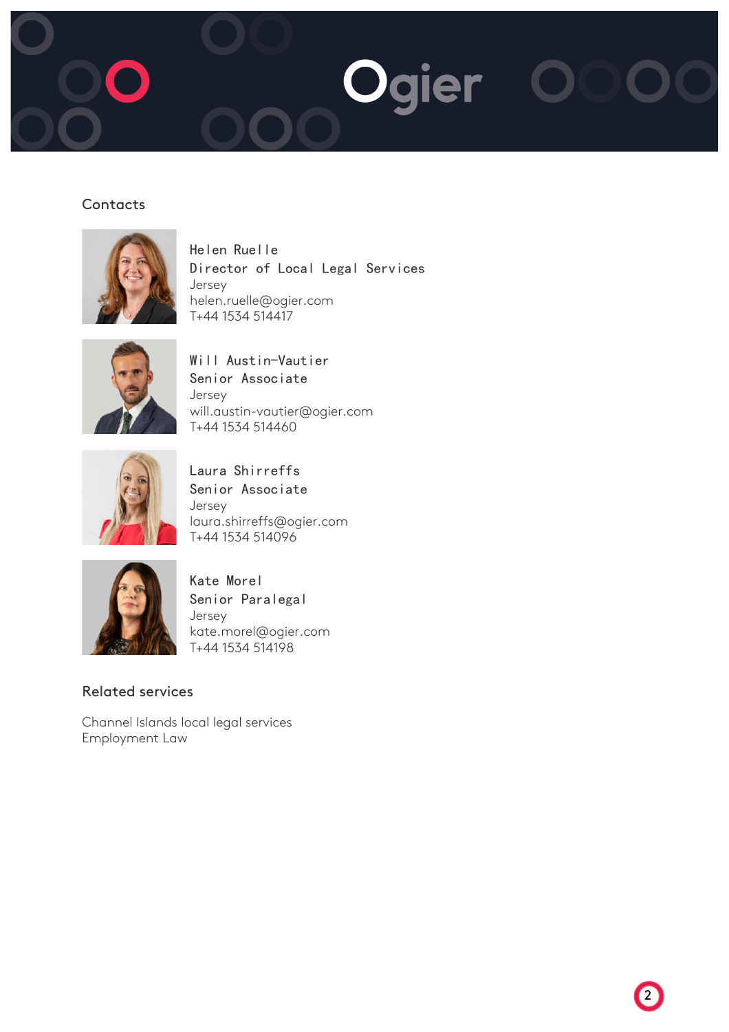## Contacts

Helen Ruelle
Director of Local Legal Services
Jersey
helen.ruelle@ogier.com
T+44 1534 514417

Will Austin-Vautier
Senior Associate
Jersey
will.austin-vautier@ogier.com
T+44 1534 514460

Laura Shirreffs
Senior Associate
Jersey
laura.shirreffs@ogier.com
T+44 1534 514096

Kate Morel
Senior Paralegal
Jersey
kate.morel@ogier.com
T+44 1534 514198

## Related services

Channel Islands local legal services
Employment Law